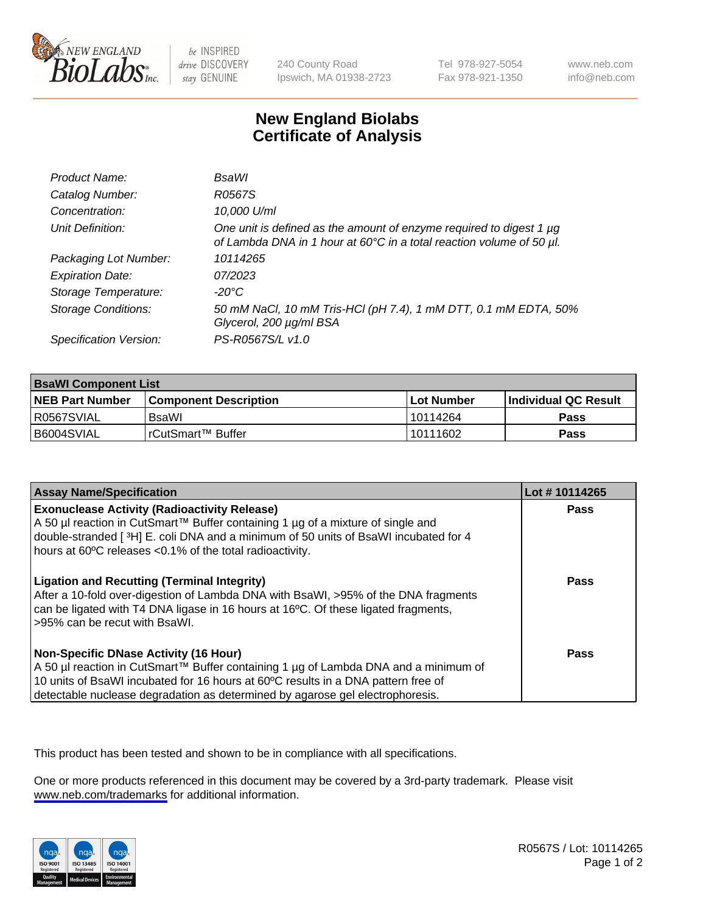# New England Biolabs
# Certificate of Analysis

| | |
|---|---|
| *Product Name:* | *BsaWI* |
| *Catalog Number:* | *R0567S* |
| *Concentration:* | *10,000 U/ml* |
| *Unit Definition:* | *One unit is defined as the amount of enzyme required to digest 1 µg of Lambda DNA in 1 hour at 60°C in a total reaction volume of 50 µl.* |
| *Packaging Lot Number:* | *10114265* |
| *Expiration Date:* | *07/2023* |
| *Storage Temperature:* | *-20°C* |
| *Storage Conditions:* | *50 mM NaCl, 10 mM Tris-HCl (pH 7.4), 1 mM DTT, 0.1 mM EDTA, 50% Glycerol, 200 µg/ml BSA* |
| *Specification Version:* | *PS-R0567S/L v1.0* |

| **BsaWI Component List** | | | |
|---|---|---|---|
| **NEB Part Number** | **Component Description** | **Lot Number** | **Individual QC Result** |
| R0567SVIAL | BsaWI | 10114264 | **Pass** |
| B6004SVIAL | rCutSmart™ Buffer | 10111602 | **Pass** |

| **Assay Name/Specification** | **Lot # 10114265** |
|---|---|
| **Exonuclease Activity (Radioactivity Release)**<br>A 50 µl reaction in CutSmart™ Buffer containing 1 µg of a mixture of single and double-stranded [ $^3$H] E. coli DNA and a minimum of 50 units of BsaWI incubated for 4 hours at 60ºC releases <0.1% of the total radioactivity. | **Pass** |
| **Ligation and Recutting (Terminal Integrity)**<br>After a 10-fold over-digestion of Lambda DNA with BsaWI, >95% of the DNA fragments can be ligated with T4 DNA ligase in 16 hours at 16ºC. Of these ligated fragments, >95% can be recut with BsaWI. | **Pass** |
| **Non-Specific DNase Activity (16 Hour)**<br>A 50 µl reaction in CutSmart™ Buffer containing 1 µg of Lambda DNA and a minimum of 10 units of BsaWI incubated for 16 hours at 60ºC results in a DNA pattern free of detectable nuclease degradation as determined by agarose gel electrophoresis. | **Pass** |

This product has been tested and shown to be in compliance with all specifications.

One or more products referenced in this document may be covered by a 3rd-party trademark. Please visit www.neb.com/trademarks for additional information.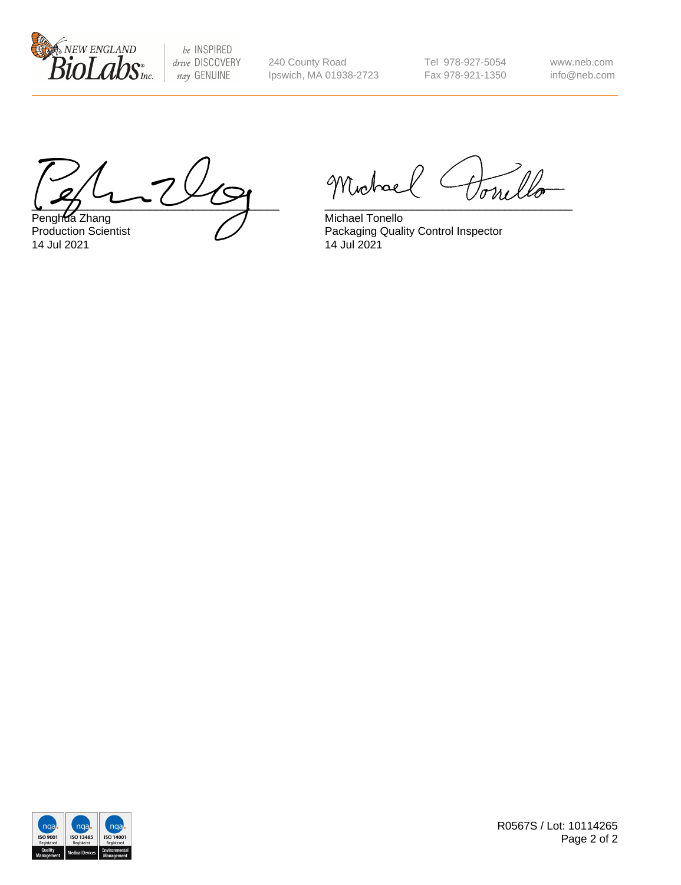Penghua Zhang
Production Scientist
14 Jul 2021

Michael Tonello
Packaging Quality Control Inspector
14 Jul 2021